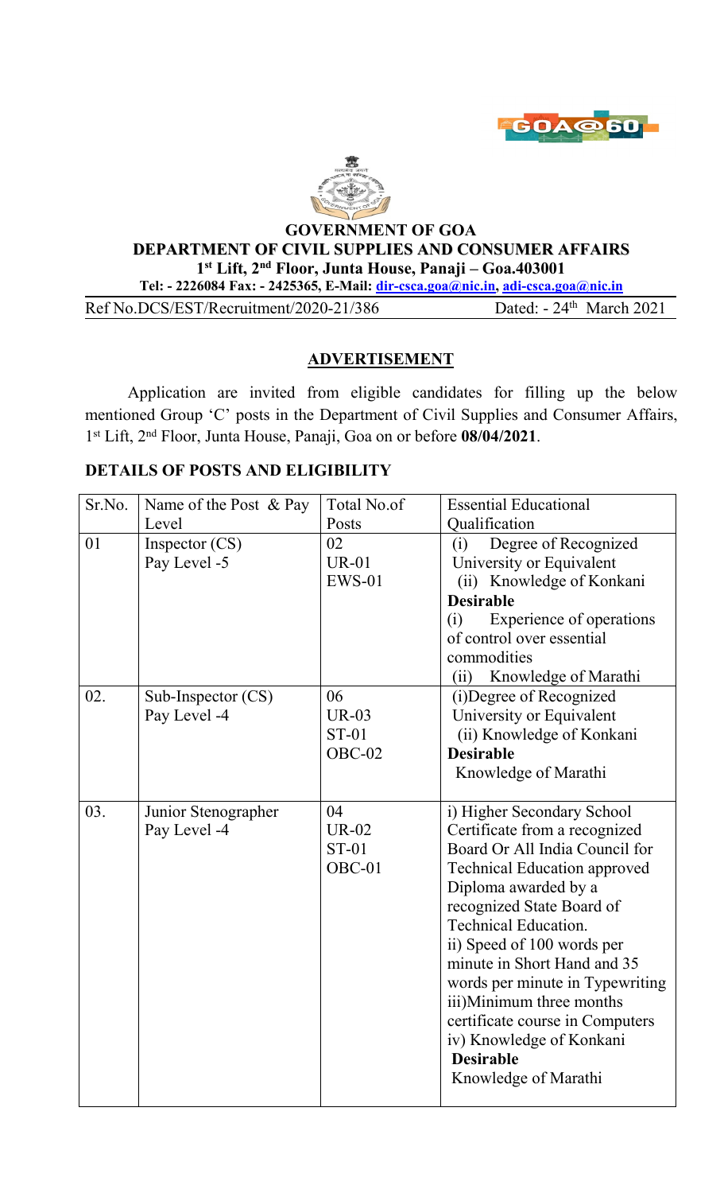**GOVERNMENT OF GOA**

**DEPARTMENT OF CIVIL SUPPLIES AND CONSUMER AFFAIRS**

**1st Lift, 2nd Floor, Junta House, Panaji – Goa.403001**

**Tel: - 2226084 Fax: - 2425365, E-Mail: dir-csca.goa@nic.in, adi-csca.goa@nic.in**

Ref No.DCS/EST/Recruitment/2020-21/386 Dated: - 24th March 2021

## ADVERTISEMENT

Application are invited from eligible candidates for filling up the below mentioned Group 'C' posts in the Department of Civil Supplies and Consumer Affairs, 1st Lift, 2nd Floor, Junta House, Panaji, Goa on or before **08/04/2021**.

### DETAILS OF POSTS AND ELIGIBILITY

| Sr.No. | Name of the Post & Pay Level | Total No.of Posts | Essential Educational Qualification |
|---|---|---|---|
| 01 | Inspector (CS)<br>Pay Level -5 | 02<br>UR-01<br>EWS-01 | (i) Degree of Recognized University or Equivalent<br>(ii) Knowledge of Konkani<br>**Desirable**<br>(i) Experience of operations of control over essential commodities<br>(ii) Knowledge of Marathi |
| 02. | Sub-Inspector (CS)<br>Pay Level -4 | 06<br>UR-03<br>ST-01<br>OBC-02 | (i)Degree of Recognized University or Equivalent<br>(ii) Knowledge of Konkani<br>**Desirable**<br>Knowledge of Marathi |
| 03. | Junior Stenographer<br>Pay Level -4 | 04<br>UR-02<br>ST-01<br>OBC-01 | i) Higher Secondary School Certificate from a recognized Board Or All India Council for Technical Education approved Diploma awarded by a recognized State Board of Technical Education.<br>ii) Speed of 100 words per minute in Short Hand and 35 words per minute in Typewriting<br>iii)Minimum three months certificate course in Computers<br>iv) Knowledge of Konkani<br>**Desirable**<br>Knowledge of Marathi |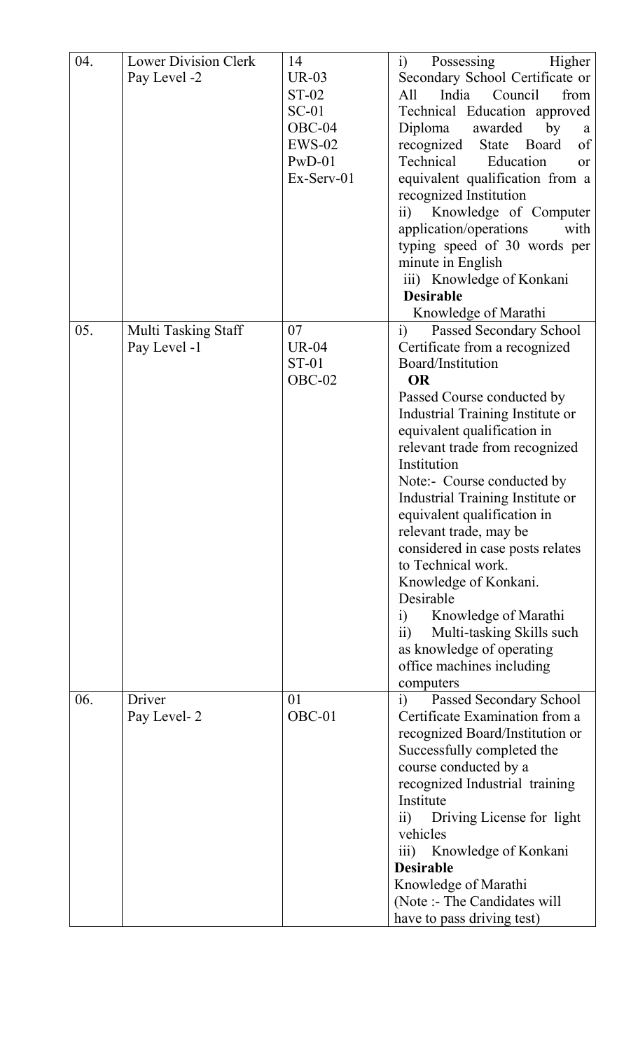| 04. | Lower Division Clerk<br>Pay Level -2 | 14<br>UR-03<br>ST-02<br>SC-01<br>OBC-04<br>EWS-02<br>PwD-01<br>Ex-Serv-01 | i) Possessing Higher Secondary School Certificate or All India Council from Technical Education approved Diploma awarded by a recognized State Board of Technical Education or equivalent qualification from a recognized Institution<br>ii) Knowledge of Computer application/operations with typing speed of 30 words per minute in English<br>iii) Knowledge of Konkani<br>**Desirable**<br>Knowledge of Marathi |
|---|---|---|---|
| 05. | Multi Tasking Staff<br>Pay Level -1 | 07<br>UR-04<br>ST-01<br>OBC-02 | i) Passed Secondary School Certificate from a recognized Board/Institution<br>**OR**<br>Passed Course conducted by Industrial Training Institute or equivalent qualification in relevant trade from recognized Institution<br>Note:- Course conducted by Industrial Training Institute or equivalent qualification in relevant trade, may be considered in case posts relates to Technical work.<br>Knowledge of Konkani.<br>Desirable<br>i) Knowledge of Marathi<br>ii) Multi-tasking Skills such as knowledge of operating office machines including computers |
| 06. | Driver<br>Pay Level- 2 | 01<br>OBC-01 | i) Passed Secondary School Certificate Examination from a recognized Board/Institution or Successfully completed the course conducted by a recognized Industrial training Institute<br>ii) Driving License for light vehicles<br>iii) Knowledge of Konkani<br>**Desirable**<br>Knowledge of Marathi<br>(Note :- The Candidates will have to pass driving test) |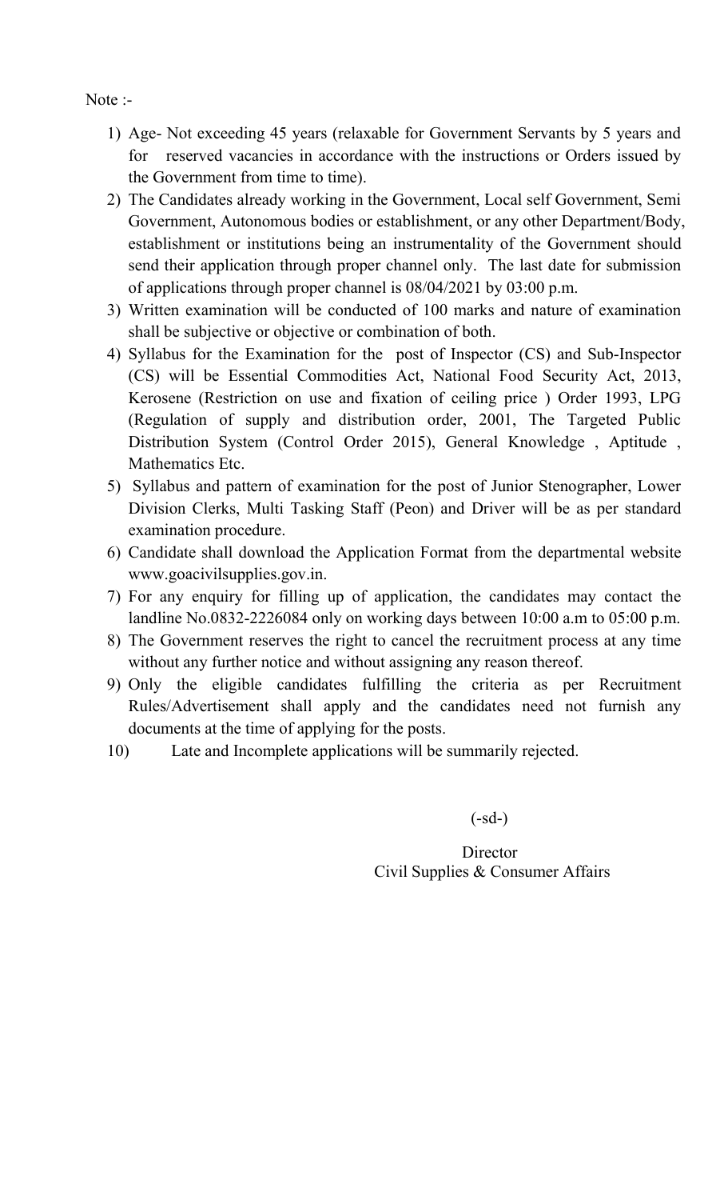Note :-

1) Age- Not exceeding 45 years (relaxable for Government Servants by 5 years and for reserved vacancies in accordance with the instructions or Orders issued by the Government from time to time).
2) The Candidates already working in the Government, Local self Government, Semi Government, Autonomous bodies or establishment, or any other Department/Body, establishment or institutions being an instrumentality of the Government should send their application through proper channel only. The last date for submission of applications through proper channel is 08/04/2021 by 03:00 p.m.
3) Written examination will be conducted of 100 marks and nature of examination shall be subjective or objective or combination of both.
4) Syllabus for the Examination for the post of Inspector (CS) and Sub-Inspector (CS) will be Essential Commodities Act, National Food Security Act, 2013, Kerosene (Restriction on use and fixation of ceiling price ) Order 1993, LPG (Regulation of supply and distribution order, 2001, The Targeted Public Distribution System (Control Order 2015), General Knowledge , Aptitude , Mathematics Etc.
5) Syllabus and pattern of examination for the post of Junior Stenographer, Lower Division Clerks, Multi Tasking Staff (Peon) and Driver will be as per standard examination procedure.
6) Candidate shall download the Application Format from the departmental website www.goacivilsupplies.gov.in.
7) For any enquiry for filling up of application, the candidates may contact the landline No.0832-2226084 only on working days between 10:00 a.m to 05:00 p.m.
8) The Government reserves the right to cancel the recruitment process at any time without any further notice and without assigning any reason thereof.
9) Only the eligible candidates fulfilling the criteria as per Recruitment Rules/Advertisement shall apply and the candidates need not furnish any documents at the time of applying for the posts.
10) Late and Incomplete applications will be summarily rejected.

(-sd-)

Director
Civil Supplies & Consumer Affairs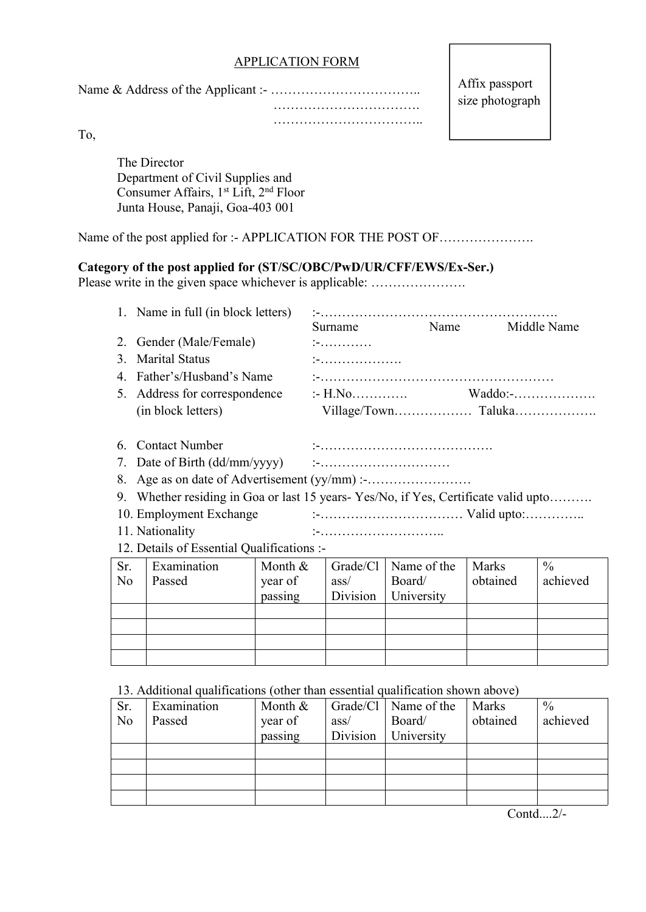## APPLICATION FORM

Affix passport size photograph

Name & Address of the Applicant :- ……………………………..
…………………………….
……………………………..

To,

The Director
Department of Civil Supplies and
Consumer Affairs, 1st Lift, 2nd Floor
Junta House, Panaji, Goa-403 001

Name of the post applied for :- APPLICATION FOR THE POST OF………………….

**Category of the post applied for (ST/SC/OBC/PwD/UR/CFF/EWS/Ex-Ser.)**
Please write in the given space whichever is applicable: ………………….

1. Name in full (in block letters) :-……………………………………………….
   Surname Name Middle Name
2. Gender (Male/Female) :-…………
3. Marital Status :-……………….
4. Father's/Husband's Name :-………………………………………………
5. Address for correspondence (in block letters) :- H.No…………. Waddo:-………………. Village/Town……………… Taluka……………….
6. Contact Number :-………………………………….
7. Date of Birth (dd/mm/yyyy) :-…………………………
8. Age as on date of Advertisement (yy/mm) :-……………………
9. Whether residing in Goa or last 15 years- Yes/No, if Yes, Certificate valid upto……….
10. Employment Exchange :-…………………………… Valid upto:…………..
11. Nationality :-………………………..
12. Details of Essential Qualifications :-

| Sr. No | Examination Passed | Month & year of passing | Grade/Class/ Division | Name of the Board/ University | Marks obtained | % achieved |
|---|---|---|---|---|---|---|
| | | | | | | |
| | | | | | | |
| | | | | | | |
| | | | | | | |

13. Additional qualifications (other than essential qualification shown above)

| Sr. No | Examination Passed | Month & year of passing | Grade/Class/ Division | Name of the Board/ University | Marks obtained | % achieved |
|---|---|---|---|---|---|---|
| | | | | | | |
| | | | | | | |
| | | | | | | |
| | | | | | | |

Contd....2/-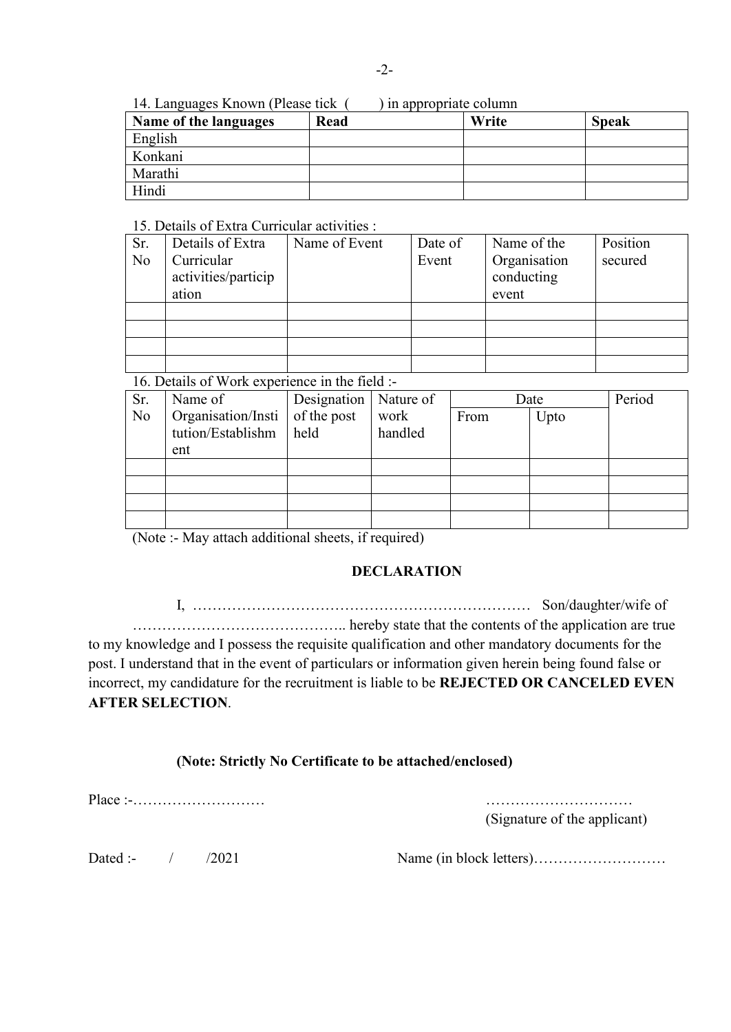14. Languages Known (Please tick (     ) in appropriate column

| Name of the languages | Read | Write | Speak |
|---|---|---|---|
| English | | | |
| Konkani | | | |
| Marathi | | | |
| Hindi | | | |

15. Details of Extra Curricular activities :

| Sr. No | Details of Extra Curricular activities/participation | Name of Event | Date of Event | Name of the Organisation conducting event | Position secured |
|---|---|---|---|---|---|
| | | | | | |
| | | | | | |
| | | | | | |
| | | | | | |

16. Details of Work experience in the field :-

| Sr. No | Name of Organisation/Institution/Establishment | Designation of the post held | Nature of work handled | Date | | Period |
|---|---|---|---|---|---|---|
| | | | | From | Upto | |
| | | | | | | |
| | | | | | | |
| | | | | | | |
| | | | | | | |

(Note :- May attach additional sheets, if required)

**DECLARATION**

I, …………………………………………………………… Son/daughter/wife of …………………………………….. hereby state that the contents of the application are true to my knowledge and I possess the requisite qualification and other mandatory documents for the post. I understand that in the event of particulars or information given herein being found false or incorrect, my candidature for the recruitment is liable to be **REJECTED OR CANCELED EVEN AFTER SELECTION**.

**(Note: Strictly No Certificate to be attached/enclosed)**

Place :-………………………

…………………………
(Signature of the applicant)

Dated :- / /2021

Name (in block letters)………………………